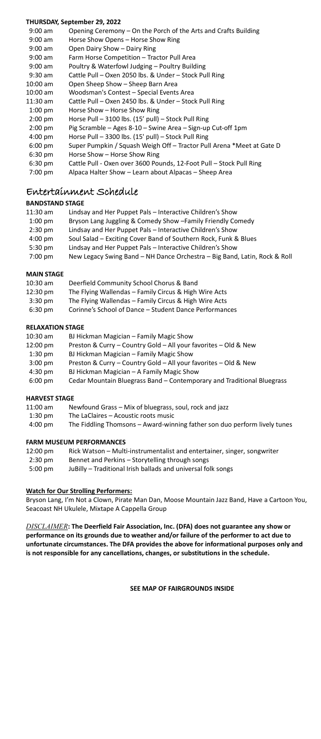**THURSDAY, September 29, 2022**

| | |
|---|---|
| 9:00 am | Opening Ceremony – On the Porch of the Arts and Crafts Building |
| 9:00 am | Horse Show Opens – Horse Show Ring |
| 9:00 am | Open Dairy Show – Dairy Ring |
| 9:00 am | Farm Horse Competition – Tractor Pull Area |
| 9:00 am | Poultry & Waterfowl Judging – Poultry Building |
| 9:30 am | Cattle Pull – Oxen 2050 lbs. & Under – Stock Pull Ring |
| 10:00 am | Open Sheep Show – Sheep Barn Area |
| 10:00 am | Woodsman's Contest – Special Events Area |
| 11:30 am | Cattle Pull – Oxen 2450 lbs. & Under – Stock Pull Ring |
| 1:00 pm | Horse Show – Horse Show Ring |
| 2:00 pm | Horse Pull – 3100 lbs. (15' pull) – Stock Pull Ring |
| 2:00 pm | Pig Scramble – Ages 8-10 – Swine Area – Sign-up Cut-off 1pm |
| 4:00 pm | Horse Pull – 3300 lbs. (15' pull) – Stock Pull Ring |
| 6:00 pm | Super Pumpkin / Squash Weigh Off – Tractor Pull Arena *Meet at Gate D |
| 6:30 pm | Horse Show – Horse Show Ring |
| 6:30 pm | Cattle Pull - Oxen over 3600 Pounds, 12-Foot Pull – Stock Pull Ring |
| 7:00 pm | Alpaca Halter Show – Learn about Alpacas – Sheep Area |

# Entertainment Schedule

**BANDSTAND STAGE**

| | |
|---|---|
| 11:30 am | Lindsay and Her Puppet Pals – Interactive Children's Show |
| 1:00 pm | Bryson Lang Juggling & Comedy Show –Family Friendly Comedy |
| 2:30 pm | Lindsay and Her Puppet Pals – Interactive Children's Show |
| 4:00 pm | Soul Salad – Exciting Cover Band of Southern Rock, Funk & Blues |
| 5:30 pm | Lindsay and Her Puppet Pals – Interactive Children's Show |
| 7:00 pm | New Legacy Swing Band – NH Dance Orchestra – Big Band, Latin, Rock & Roll |

**MAIN STAGE**

| | |
|---|---|
| 10:30 am | Deerfield Community School Chorus & Band |
| 12:30 pm | The Flying Wallendas – Family Circus & High Wire Acts |
| 3:30 pm | The Flying Wallendas – Family Circus & High Wire Acts |
| 6:30 pm | Corinne's School of Dance – Student Dance Performances |

**RELAXATION STAGE**

| | |
|---|---|
| 10:30 am | BJ Hickman Magician – Family Magic Show |
| 12:00 pm | Preston & Curry – Country Gold – All your favorites – Old & New |
| 1:30 pm | BJ Hickman Magician – Family Magic Show |
| 3:00 pm | Preston & Curry – Country Gold – All your favorites – Old & New |
| 4:30 pm | BJ Hickman Magician – A Family Magic Show |
| 6:00 pm | Cedar Mountain Bluegrass Band – Contemporary and Traditional Bluegrass |

**HARVEST STAGE**

| | |
|---|---|
| 11:00 am | Newfound Grass – Mix of bluegrass, soul, rock and jazz |
| 1:30 pm | The LaClaires – Acoustic roots music |
| 4:00 pm | The Fiddling Thomsons – Award-winning father son duo perform lively tunes |

**FARM MUSEUM PERFORMANCES**

| | |
|---|---|
| 12:00 pm | Rick Watson – Multi-instrumentalist and entertainer, singer, songwriter |
| 2:30 pm | Bennet and Perkins – Storytelling through songs |
| 5:00 pm | JuBilly – Traditional Irish ballads and universal folk songs |

**Watch for Our Strolling Performers:**

Bryson Lang, I'm Not a Clown, Pirate Man Dan, Moose Mountain Jazz Band, Have a Cartoon You, Seacoast NH Ukulele, Mixtape A Cappella Group

*DISCLAIMER*: **The Deerfield Fair Association, Inc. (DFA) does not guarantee any show or performance on its grounds due to weather and/or failure of the performer to act due to unfortunate circumstances. The DFA provides the above for informational purposes only and is not responsible for any cancellations, changes, or substitutions in the schedule.**

**SEE MAP OF FAIRGROUNDS INSIDE**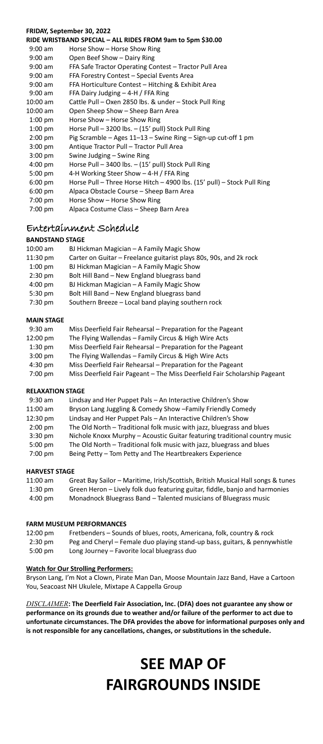**FRIDAY, September 30, 2022**

**RIDE WRISTBAND SPECIAL – ALL RIDES FROM 9am to 5pm $30.00**

| | |
|---|---|
| 9:00 am | Horse Show – Horse Show Ring |
| 9:00 am | Open Beef Show – Dairy Ring |
| 9:00 am | FFA Safe Tractor Operating Contest – Tractor Pull Area |
| 9:00 am | FFA Forestry Contest – Special Events Area |
| 9:00 am | FFA Horticulture Contest – Hitching & Exhibit Area |
| 9:00 am | FFA Dairy Judging – 4-H / FFA Ring |
| 10:00 am | Cattle Pull – Oxen 2850 lbs. & under – Stock Pull Ring |
| 10:00 am | Open Sheep Show – Sheep Barn Area |
| 1:00 pm | Horse Show – Horse Show Ring |
| 1:00 pm | Horse Pull – 3200 lbs. – (15' pull) Stock Pull Ring |
| 2:00 pm | Pig Scramble – Ages 11–13 – Swine Ring – Sign-up cut-off 1 pm |
| 3:00 pm | Antique Tractor Pull – Tractor Pull Area |
| 3:00 pm | Swine Judging – Swine Ring |
| 4:00 pm | Horse Pull – 3400 lbs. – (15' pull) Stock Pull Ring |
| 5:00 pm | 4-H Working Steer Show – 4-H / FFA Ring |
| 6:00 pm | Horse Pull – Three Horse Hitch – 4900 lbs. (15' pull) – Stock Pull Ring |
| 6:00 pm | Alpaca Obstacle Course – Sheep Barn Area |
| 7:00 pm | Horse Show – Horse Show Ring |
| 7:00 pm | Alpaca Costume Class – Sheep Barn Area |

## Entertainment Schedule

**BANDSTAND STAGE**

| | |
|---|---|
| 10:00 am | BJ Hickman Magician – A Family Magic Show |
| 11:30 pm | Carter on Guitar – Freelance guitarist plays 80s, 90s, and 2k rock |
| 1:00 pm | BJ Hickman Magician – A Family Magic Show |
| 2:30 pm | Bolt Hill Band – New England bluegrass band |
| 4:00 pm | BJ Hickman Magician – A Family Magic Show |
| 5:30 pm | Bolt Hill Band – New England bluegrass band |
| 7:30 pm | Southern Breeze – Local band playing southern rock |

**MAIN STAGE**

| | |
|---|---|
| 9:30 am | Miss Deerfield Fair Rehearsal – Preparation for the Pageant |
| 12:00 pm | The Flying Wallendas – Family Circus & High Wire Acts |
| 1:30 pm | Miss Deerfield Fair Rehearsal – Preparation for the Pageant |
| 3:00 pm | The Flying Wallendas – Family Circus & High Wire Acts |
| 4:30 pm | Miss Deerfield Fair Rehearsal – Preparation for the Pageant |
| 7:00 pm | Miss Deerfield Fair Pageant – The Miss Deerfield Fair Scholarship Pageant |

**RELAXATION STAGE**

| | |
|---|---|
| 9:30 am | Lindsay and Her Puppet Pals – An Interactive Children's Show |
| 11:00 am | Bryson Lang Juggling & Comedy Show –Family Friendly Comedy |
| 12:30 pm | Lindsay and Her Puppet Pals – An Interactive Children's Show |
| 2:00 pm | The Old North – Traditional folk music with jazz, bluegrass and blues |
| 3:30 pm | Nichole Knoxx Murphy – Acoustic Guitar featuring traditional country music |
| 5:00 pm | The Old North – Traditional folk music with jazz, bluegrass and blues |
| 7:00 pm | Being Petty – Tom Petty and The Heartbreakers Experience |

**HARVEST STAGE**

| | |
|---|---|
| 11:00 am | Great Bay Sailor – Maritime, Irish/Scottish, British Musical Hall songs & tunes |
| 1:30 pm | Green Heron – Lively folk duo featuring guitar, fiddle, banjo and harmonies |
| 4:00 pm | Monadnock Bluegrass Band – Talented musicians of Bluegrass music |

**FARM MUSEUM PERFORMANCES**

| | |
|---|---|
| 12:00 pm | Fretbenders – Sounds of blues, roots, Americana, folk, country & rock |
| 2:30 pm | Peg and Cheryl – Female duo playing stand-up bass, guitars, & pennywhistle |
| 5:00 pm | Long Journey – Favorite local bluegrass duo |

**Watch for Our Strolling Performers:**

Bryson Lang, I'm Not a Clown, Pirate Man Dan, Moose Mountain Jazz Band, Have a Cartoon You, Seacoast NH Ukulele, Mixtape A Cappella Group

*DISCLAIMER*: **The Deerfield Fair Association, Inc. (DFA) does not guarantee any show or performance on its grounds due to weather and/or failure of the performer to act due to unfortunate circumstances. The DFA provides the above for informational purposes only and is not responsible for any cancellations, changes, or substitutions in the schedule.**

# SEE MAP OF FAIRGROUNDS INSIDE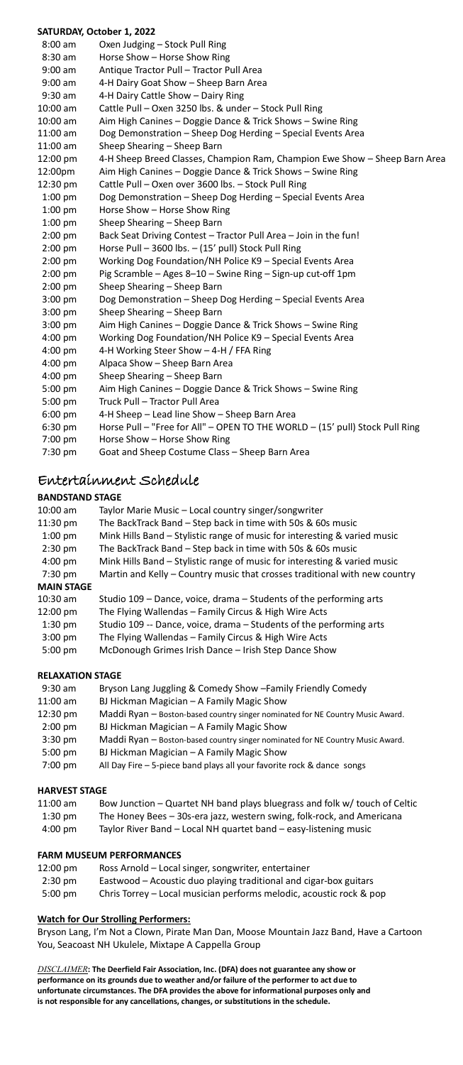**SATURDAY, October 1, 2022**

| | |
|---|---|
| 8:00 am | Oxen Judging – Stock Pull Ring |
| 8:30 am | Horse Show – Horse Show Ring |
| 9:00 am | Antique Tractor Pull – Tractor Pull Area |
| 9:00 am | 4-H Dairy Goat Show – Sheep Barn Area |
| 9:30 am | 4-H Dairy Cattle Show – Dairy Ring |
| 10:00 am | Cattle Pull – Oxen 3250 lbs. & under – Stock Pull Ring |
| 10:00 am | Aim High Canines – Doggie Dance & Trick Shows – Swine Ring |
| 11:00 am | Dog Demonstration – Sheep Dog Herding – Special Events Area |
| 11:00 am | Sheep Shearing – Sheep Barn |
| 12:00 pm | 4-H Sheep Breed Classes, Champion Ram, Champion Ewe Show – Sheep Barn Area |
| 12:00pm | Aim High Canines – Doggie Dance & Trick Shows – Swine Ring |
| 12:30 pm | Cattle Pull – Oxen over 3600 lbs. – Stock Pull Ring |
| 1:00 pm | Dog Demonstration – Sheep Dog Herding – Special Events Area |
| 1:00 pm | Horse Show – Horse Show Ring |
| 1:00 pm | Sheep Shearing – Sheep Barn |
| 2:00 pm | Back Seat Driving Contest – Tractor Pull Area – Join in the fun! |
| 2:00 pm | Horse Pull – 3600 lbs. – (15' pull) Stock Pull Ring |
| 2:00 pm | Working Dog Foundation/NH Police K9 – Special Events Area |
| 2:00 pm | Pig Scramble – Ages 8–10 – Swine Ring – Sign-up cut-off 1pm |
| 2:00 pm | Sheep Shearing – Sheep Barn |
| 3:00 pm | Dog Demonstration – Sheep Dog Herding – Special Events Area |
| 3:00 pm | Sheep Shearing – Sheep Barn |
| 3:00 pm | Aim High Canines – Doggie Dance & Trick Shows – Swine Ring |
| 4:00 pm | Working Dog Foundation/NH Police K9 – Special Events Area |
| 4:00 pm | 4-H Working Steer Show – 4-H / FFA Ring |
| 4:00 pm | Alpaca Show – Sheep Barn Area |
| 4:00 pm | Sheep Shearing – Sheep Barn |
| 5:00 pm | Aim High Canines – Doggie Dance & Trick Shows – Swine Ring |
| 5:00 pm | Truck Pull – Tractor Pull Area |
| 6:00 pm | 4-H Sheep – Lead line Show – Sheep Barn Area |
| 6:30 pm | Horse Pull – "Free for All" – OPEN TO THE WORLD – (15' pull) Stock Pull Ring |
| 7:00 pm | Horse Show – Horse Show Ring |
| 7:30 pm | Goat and Sheep Costume Class – Sheep Barn Area |

## Entertainment Schedule

**BANDSTAND STAGE**

| | |
|---|---|
| 10:00 am | Taylor Marie Music – Local country singer/songwriter |
| 11:30 pm | The BackTrack Band – Step back in time with 50s & 60s music |
| 1:00 pm | Mink Hills Band – Stylistic range of music for interesting & varied music |
| 2:30 pm | The BackTrack Band – Step back in time with 50s & 60s music |
| 4:00 pm | Mink Hills Band – Stylistic range of music for interesting & varied music |
| 7:30 pm | Martin and Kelly – Country music that crosses traditional with new country |

**MAIN STAGE**

| | |
|---|---|
| 10:30 am | Studio 109 – Dance, voice, drama – Students of the performing arts |
| 12:00 pm | The Flying Wallendas – Family Circus & High Wire Acts |
| 1:30 pm | Studio 109 -- Dance, voice, drama – Students of the performing arts |
| 3:00 pm | The Flying Wallendas – Family Circus & High Wire Acts |
| 5:00 pm | McDonough Grimes Irish Dance – Irish Step Dance Show |

**RELAXATION STAGE**

| | |
|---|---|
| 9:30 am | Bryson Lang Juggling & Comedy Show –Family Friendly Comedy |
| 11:00 am | BJ Hickman Magician – A Family Magic Show |
| 12:30 pm | Maddi Ryan – Boston-based country singer nominated for NE Country Music Award. |
| 2:00 pm | BJ Hickman Magician – A Family Magic Show |
| 3:30 pm | Maddi Ryan – Boston-based country singer nominated for NE Country Music Award. |
| 5:00 pm | BJ Hickman Magician – A Family Magic Show |
| 7:00 pm | All Day Fire – 5-piece band plays all your favorite rock & dance songs |

**HARVEST STAGE**

| | |
|---|---|
| 11:00 am | Bow Junction – Quartet NH band plays bluegrass and folk w/ touch of Celtic |
| 1:30 pm | The Honey Bees – 30s-era jazz, western swing, folk-rock, and Americana |
| 4:00 pm | Taylor River Band – Local NH quartet band – easy-listening music |

**FARM MUSEUM PERFORMANCES**

| | |
|---|---|
| 12:00 pm | Ross Arnold – Local singer, songwriter, entertainer |
| 2:30 pm | Eastwood – Acoustic duo playing traditional and cigar-box guitars |
| 5:00 pm | Chris Torrey – Local musician performs melodic, acoustic rock & pop |

**Watch for Our Strolling Performers:**

Bryson Lang, I'm Not a Clown, Pirate Man Dan, Moose Mountain Jazz Band, Have a Cartoon You, Seacoast NH Ukulele, Mixtape A Cappella Group

*DISCLAIMER*: **The Deerfield Fair Association, Inc. (DFA) does not guarantee any show or performance on its grounds due to weather and/or failure of the performer to act due to unfortunate circumstances. The DFA provides the above for informational purposes only and is not responsible for any cancellations, changes, or substitutions in the schedule.**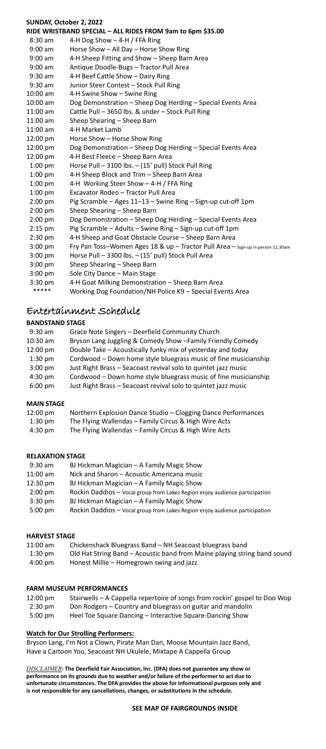**SUNDAY, October 2, 2022**

**RIDE WRISTBAND SPECIAL – ALL RIDES FROM 9am to 6pm $35.00**

| | |
|---|---|
| 8:30 am | 4-H Dog Show – 4-H / FFA Ring |
| 9:00 am | Horse Show – All Day – Horse Show Ring |
| 9:00 am | 4-H Sheep Fitting and Show – Sheep Barn Area |
| 9:00 am | Antique Doodle-Bugs – Tractor Pull Area |
| 9:30 am | 4-H Beef Cattle Show – Dairy Ring |
| 9:30 am | Junior Steer Contest – Stock Pull Ring |
| 10:00 am | 4-H Swine Show – Swine Ring |
| 10:00 am | Dog Demonstration – Sheep Dog Herding – Special Events Area |
| 11:00 am | Cattle Pull – 3650 lbs. & under – Stock Pull Ring |
| 11:00 am | Sheep Shearing – Sheep Barn |
| 11:00 am | 4-H Market Lamb |
| 12:00 pm | Horse Show – Horse Show Ring |
| 12:00 pm | Dog Demonstration – Sheep Dog Herding – Special Events Area |
| 12:00 pm | 4-H Best Fleece – Sheep Barn Area |
| 1:00 pm | Horse Pull – 3100 lbs. – (15' pull) Stock Pull Ring |
| 1:00 pm | 4-H Sheep Block and Trim – Sheep Barn Area |
| 1:00 pm | 4-H Working Steer Show – 4-H / FFA Ring |
| 1:00 pm | Excavator Rodeo – Tractor Pull Area |
| 2:00 pm | Pig Scramble – Ages 11–13 – Swine Ring – Sign-up cut-off 1pm |
| 2:00 pm | Sheep Shearing – Sheep Barn |
| 2:00 pm | Dog Demonstration – Sheep Dog Herding – Special Events Area |
| 2:15 pm | Pig Scramble – Adults – Swine Ring – Sign-up cut-off 1pm |
| 2:30 pm | 4-H Sheep and Goat Obstacle Course – Sheep Barn Area |
| 3:00 pm | Fry Pan Toss–Women Ages 18 & up – Tractor Pull Area – Sign-up in person 11:30am |
| 3:00 pm | Horse Pull – 3300 lbs. – (15' pull) Stock Pull Area |
| 3:00 pm | Sheep Shearing – Sheep Barn |
| 3:00 pm | Sole City Dance – Main Stage |
| 3:30 pm | 4-H Goat Milking Demonstration – Sheep Barn Area |
| ***** | Working Dog Foundation/NH Police K9 – Special Events Area |

# Entertainment Schedule

**BANDSTAND STAGE**

| | |
|---|---|
| 9:30 am | Grace Note Singers – Deerfield Community Church |
| 10:30 am | Bryson Lang Juggling & Comedy Show –Family Friendly Comedy. |
| 12:00 pm | Double Take – Acoustically funky mix of yesterday and today |
| 1:30 pm | Cordwood – Down home style bluegrass music of fine musicianship |
| 3:00 pm | Just Right Brass – Seacoast revival solo to quintet jazz music |
| 4:30 pm | Cordwood – Down home style bluegrass music of fine musicianship |
| 6:00 pm | Just Right Brass – Seacoast revival solo to quintet jazz music |

**MAIN STAGE**

| | |
|---|---|
| 12:00 pm | Northern Explosion Dance Studio – Clogging Dance Performances |
| 1:30 pm | The Flying Wallendas – Family Circus & High Wire Acts |
| 4:30 pm | The Flying Wallendas – Family Circus & High Wire Acts |

**RELAXATION STAGE**

| | |
|---|---|
| 9:30 am | BJ Hickman Magician – A Family Magic Show |
| 11:00 am | Nick and Sharon – Acoustic Americana music |
| 12:30 pm | BJ Hickman Magician – A Family Magic Show |
| 2:00 pm | Rockin Daddios – Vocal group from Lakes Region enjoy audience participation |
| 3:30 pm | BJ Hickman Magician – A Family Magic Show |
| 5:00 pm | Rockin Daddios – Vocal group from Lakes Region enjoy audience participation |

**HARVEST STAGE**

| | |
|---|---|
| 11:00 am | Chickenshack Bluegrass Band – NH Seacoast bluegrass band |
| 1:30 pm | Old Hat String Band – Acoustic band from Maine playing string band sound |
| 4:00 pm | Honest Millie – Homegrown swing and jazz |

**FARM MUSEUM PERFORMANCES**

| | |
|---|---|
| 12:00 pm | Stairwells – A Cappella repertoire of songs from rockin' gospel to Doo Wop |
| 2:30 pm | Don Rodgers – Country and bluegrass on guitar and mandolin |
| 5:00 pm | Heel Toe Square Dancing – Interactive Square-Dancing Show |

**Watch for Our Strolling Performers:**

Bryson Lang, I'm Not a Clown, Pirate Man Dan, Moose Mountain Jazz Band, Have a Cartoon You, Seacoast NH Ukulele, Mixtape A Cappella Group

*DISCLAIMER*: **The Deerfield Fair Association, Inc. (DFA) does not guarantee any show or performance on its grounds due to weather and/or failure of the performer to act due to unfortunate circumstances. The DFA provides the above for informational purposes only and is not responsible for any cancellations, changes, or substitutions in the schedule.**

**SEE MAP OF FAIRGROUNDS INSIDE**